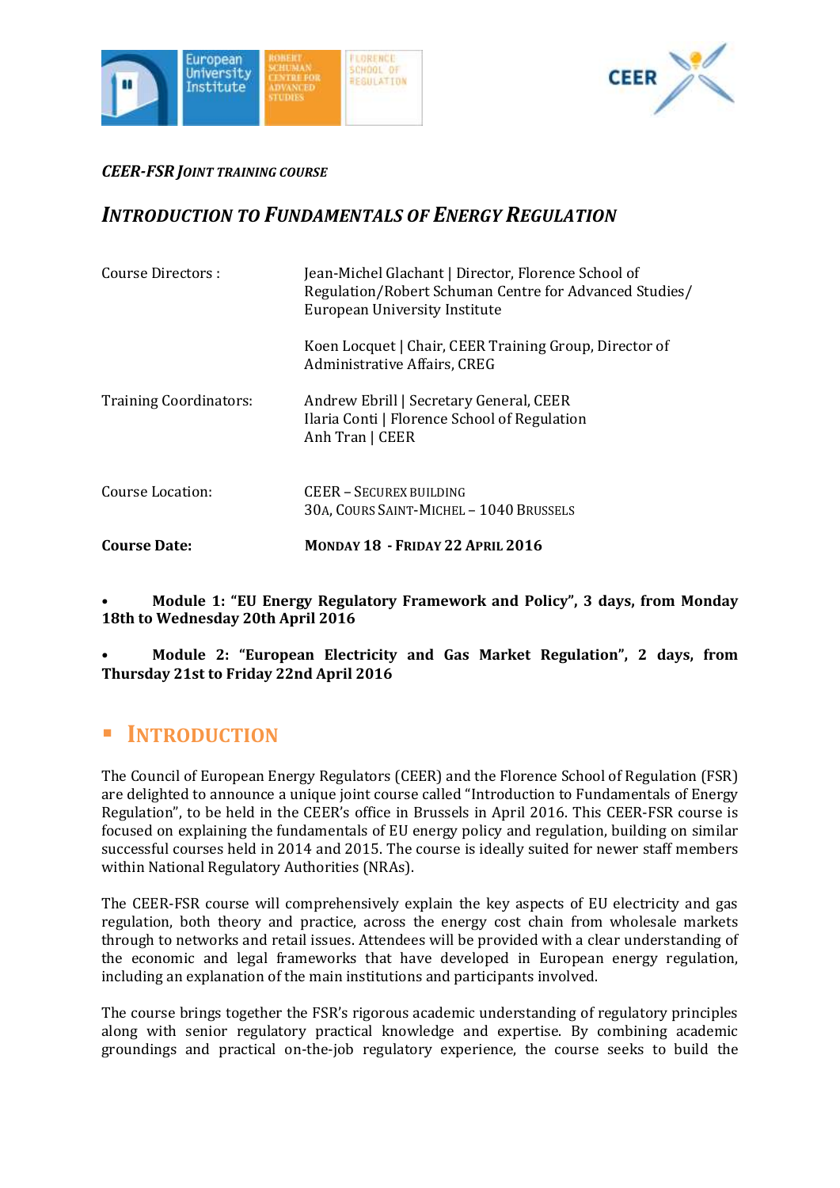*CEER-FSR JOINT TRAINING COURSE*

# *INTRODUCTION TO FUNDAMENTALS OF ENERGY REGULATION*

| | |
|---|---|
| Course Directors : | Jean-Michel Glachant \| Director, Florence School of Regulation/Robert Schuman Centre for Advanced Studies/ European University Institute<br><br>Koen Locquet \| Chair, CEER Training Group, Director of Administrative Affairs, CREG |
| Training Coordinators: | Andrew Ebrill \| Secretary General, CEER<br>Ilaria Conti \| Florence School of Regulation<br>Anh Tran \| CEER |
| Course Location: | CEER – SECUREX BUILDING<br>30A, COURS SAINT-MICHEL – 1040 BRUSSELS |
| **Course Date:** | **MONDAY 18 - FRIDAY 22 APRIL 2016** |

- **Module 1: "EU Energy Regulatory Framework and Policy", 3 days, from Monday 18th to Wednesday 20th April 2016**

- **Module 2: "European Electricity and Gas Market Regulation", 2 days, from Thursday 21st to Friday 22nd April 2016**

## INTRODUCTION

The Council of European Energy Regulators (CEER) and the Florence School of Regulation (FSR) are delighted to announce a unique joint course called "Introduction to Fundamentals of Energy Regulation", to be held in the CEER's office in Brussels in April 2016. This CEER-FSR course is focused on explaining the fundamentals of EU energy policy and regulation, building on similar successful courses held in 2014 and 2015. The course is ideally suited for newer staff members within National Regulatory Authorities (NRAs).

The CEER-FSR course will comprehensively explain the key aspects of EU electricity and gas regulation, both theory and practice, across the energy cost chain from wholesale markets through to networks and retail issues. Attendees will be provided with a clear understanding of the economic and legal frameworks that have developed in European energy regulation, including an explanation of the main institutions and participants involved.

The course brings together the FSR's rigorous academic understanding of regulatory principles along with senior regulatory practical knowledge and expertise. By combining academic groundings and practical on-the-job regulatory experience, the course seeks to build the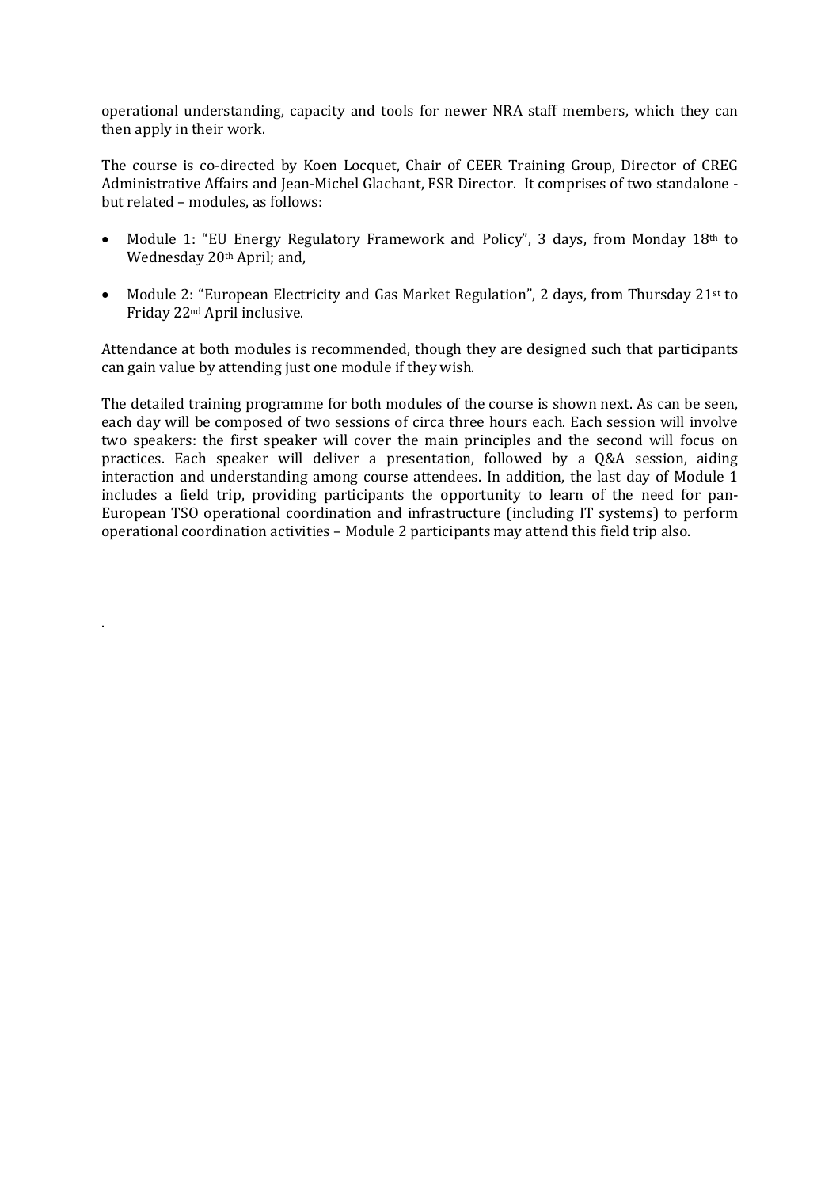operational understanding, capacity and tools for newer NRA staff members, which they can then apply in their work.

The course is co-directed by Koen Locquet, Chair of CEER Training Group, Director of CREG Administrative Affairs and Jean-Michel Glachant, FSR Director. It comprises of two standalone - but related – modules, as follows:

- Module 1: "EU Energy Regulatory Framework and Policy", 3 days, from Monday 18th to Wednesday 20th April; and,

- Module 2: "European Electricity and Gas Market Regulation", 2 days, from Thursday 21st to Friday 22nd April inclusive.

Attendance at both modules is recommended, though they are designed such that participants can gain value by attending just one module if they wish.

The detailed training programme for both modules of the course is shown next. As can be seen, each day will be composed of two sessions of circa three hours each. Each session will involve two speakers: the first speaker will cover the main principles and the second will focus on practices. Each speaker will deliver a presentation, followed by a Q&A session, aiding interaction and understanding among course attendees. In addition, the last day of Module 1 includes a field trip, providing participants the opportunity to learn of the need for pan-European TSO operational coordination and infrastructure (including IT systems) to perform operational coordination activities – Module 2 participants may attend this field trip also.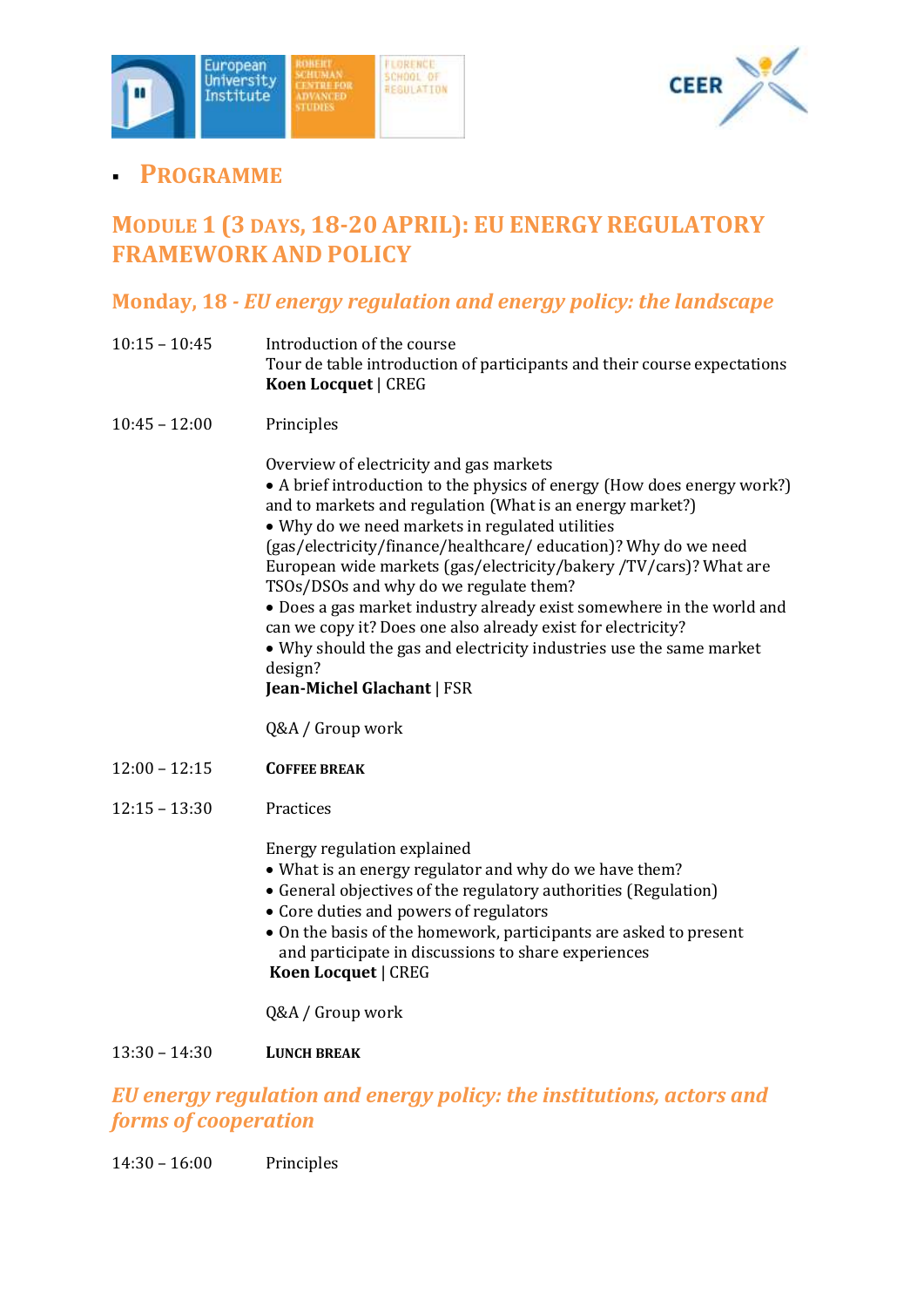- ## PROGRAMME

## MODULE 1 (3 DAYS, 18-20 APRIL): EU ENERGY REGULATORY FRAMEWORK AND POLICY

### Monday, 18 - *EU energy regulation and energy policy: the landscape*

10:15 – 10:45 Introduction of the course
Tour de table introduction of participants and their course expectations
**Koen Locquet** | CREG

10:45 – 12:00 Principles

Overview of electricity and gas markets

- A brief introduction to the physics of energy (How does energy work?) and to markets and regulation (What is an energy market?)
- Why do we need markets in regulated utilities (gas/electricity/finance/healthcare/ education)? Why do we need European wide markets (gas/electricity/bakery /TV/cars)? What are TSOs/DSOs and why do we regulate them?
- Does a gas market industry already exist somewhere in the world and can we copy it? Does one also already exist for electricity?
- Why should the gas and electricity industries use the same market design?

**Jean-Michel Glachant** | FSR

Q&A / Group work

12:00 – 12:15 **COFFEE BREAK**

12:15 – 13:30 Practices

Energy regulation explained

- What is an energy regulator and why do we have them?
- General objectives of the regulatory authorities (Regulation)
- Core duties and powers of regulators
- On the basis of the homework, participants are asked to present and participate in discussions to share experiences

**Koen Locquet** | CREG

Q&A / Group work

13:30 – 14:30 **LUNCH BREAK**

### *EU energy regulation and energy policy: the institutions, actors and forms of cooperation*

14:30 – 16:00 Principles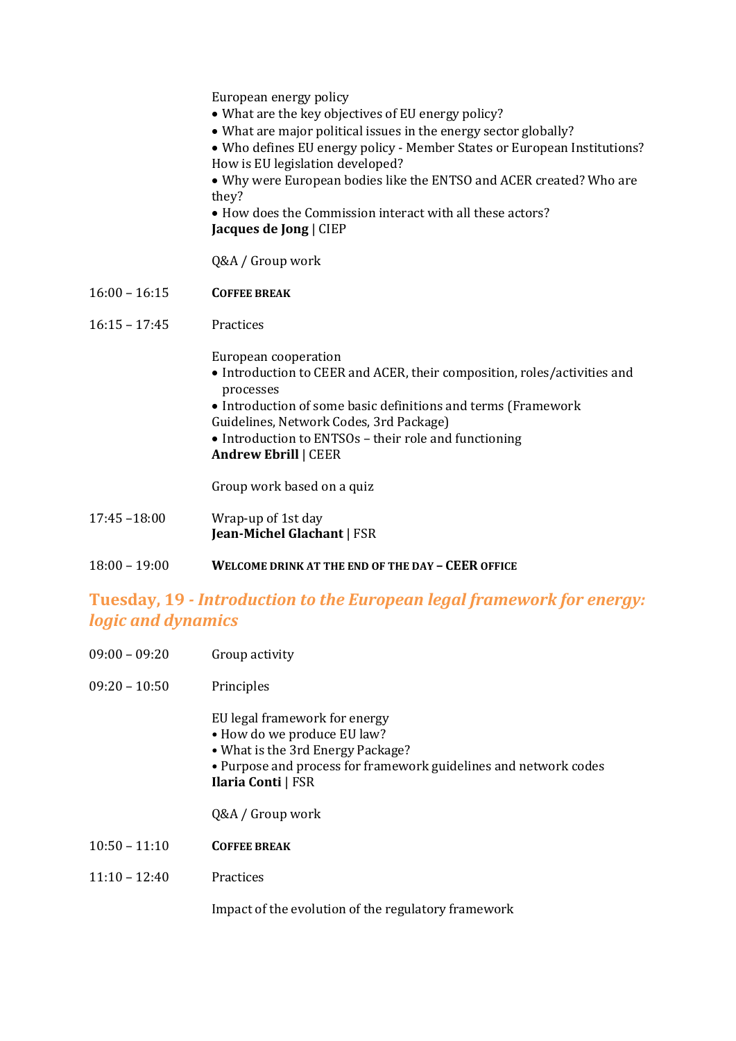European energy policy
- What are the key objectives of EU energy policy?
- What are major political issues in the energy sector globally?
- Who defines EU energy policy - Member States or European Institutions? How is EU legislation developed?
- Why were European bodies like the ENTSO and ACER created? Who are they?
- How does the Commission interact with all these actors?

**Jacques de Jong** | CIEP

Q&A / Group work

16:00 – 16:15 **COFFEE BREAK**

16:15 – 17:45 Practices

European cooperation
- Introduction to CEER and ACER, their composition, roles/activities and processes
- Introduction of some basic definitions and terms (Framework Guidelines, Network Codes, 3rd Package)
- Introduction to ENTSOs – their role and functioning

**Andrew Ebrill** | CEER

Group work based on a quiz

17:45 –18:00 Wrap-up of 1st day
**Jean-Michel Glachant** | FSR

18:00 – 19:00 **WELCOME DRINK AT THE END OF THE DAY – CEER OFFICE**

## Tuesday, 19 - *Introduction to the European legal framework for energy: logic and dynamics*

09:00 – 09:20 Group activity

09:20 – 10:50 Principles

EU legal framework for energy
- How do we produce EU law?
- What is the 3rd Energy Package?
- Purpose and process for framework guidelines and network codes

**Ilaria Conti** | FSR

Q&A / Group work

10:50 – 11:10 **COFFEE BREAK**

11:10 – 12:40 Practices

Impact of the evolution of the regulatory framework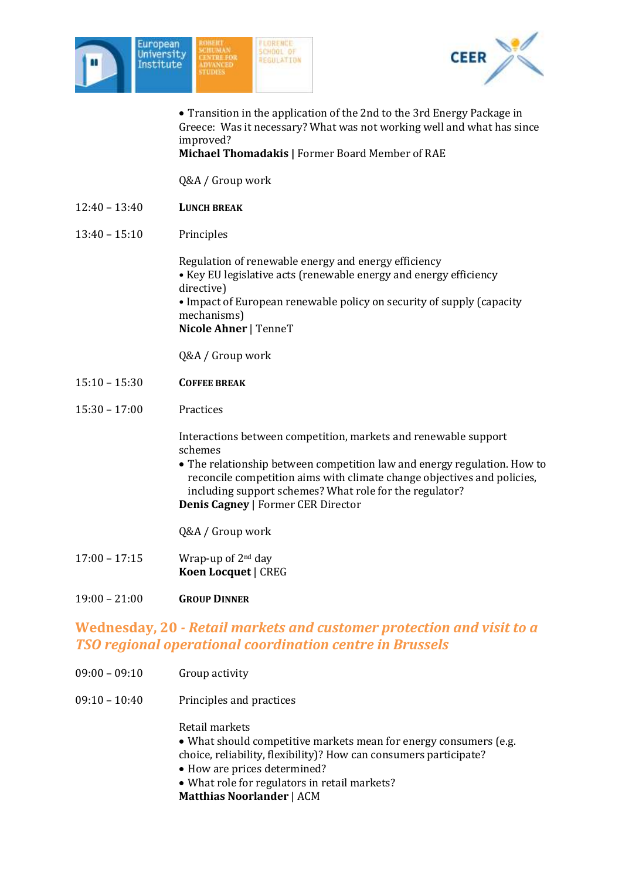- Transition in the application of the 2nd to the 3rd Energy Package in Greece: Was it necessary? What was not working well and what has since improved?

**Michael Thomadakis |** Former Board Member of RAE

Q&A / Group work

12:40 – 13:40 **LUNCH BREAK**

13:40 – 15:10 Principles

Regulation of renewable energy and energy efficiency
- Key EU legislative acts (renewable energy and energy efficiency directive)
- Impact of European renewable policy on security of supply (capacity mechanisms)

**Nicole Ahner** | TenneT

Q&A / Group work

15:10 – 15:30 **COFFEE BREAK**

15:30 – 17:00 Practices

Interactions between competition, markets and renewable support schemes
- The relationship between competition law and energy regulation. How to reconcile competition aims with climate change objectives and policies, including support schemes? What role for the regulator?

**Denis Cagney** | Former CER Director

Q&A / Group work

17:00 – 17:15 Wrap-up of 2nd day
**Koen Locquet** | CREG

19:00 – 21:00 **GROUP DINNER**

## Wednesday, 20 - *Retail markets and customer protection and visit to a TSO regional operational coordination centre in Brussels*

09:00 – 09:10 Group activity

09:10 – 10:40 Principles and practices

Retail markets
- What should competitive markets mean for energy consumers (e.g. choice, reliability, flexibility)? How can consumers participate?
- How are prices determined?
- What role for regulators in retail markets?

**Matthias Noorlander** | ACM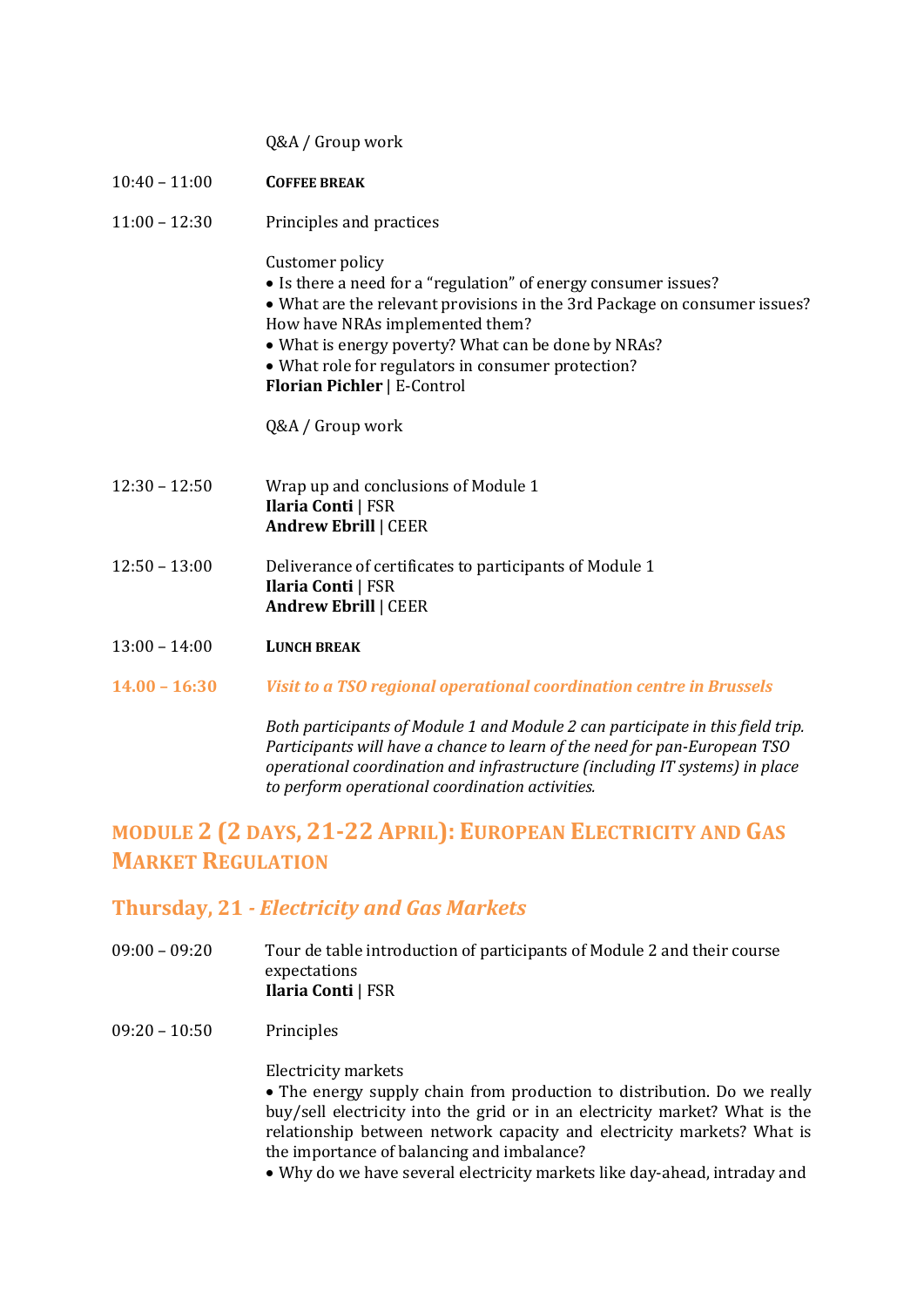Q&A / Group work

10:40 – 11:00 **COFFEE BREAK**

11:00 – 12:30 Principles and practices

Customer policy
• Is there a need for a "regulation" of energy consumer issues?
• What are the relevant provisions in the 3rd Package on consumer issues? How have NRAs implemented them?
• What is energy poverty? What can be done by NRAs?
• What role for regulators in consumer protection?
**Florian Pichler** | E-Control

Q&A / Group work

12:30 – 12:50 Wrap up and conclusions of Module 1
**Ilaria Conti** | FSR
**Andrew Ebrill** | CEER

12:50 – 13:00 Deliverance of certificates to participants of Module 1
**Ilaria Conti** | FSR
**Andrew Ebrill** | CEER

13:00 – 14:00 **LUNCH BREAK**

**14.00 – 16:30** ***Visit to a TSO regional operational coordination centre in Brussels***

*Both participants of Module 1 and Module 2 can participate in this field trip. Participants will have a chance to learn of the need for pan-European TSO operational coordination and infrastructure (including IT systems) in place to perform operational coordination activities.*

## MODULE 2 (2 DAYS, 21-22 APRIL): EUROPEAN ELECTRICITY AND GAS MARKET REGULATION

### Thursday, 21 - *Electricity and Gas Markets*

09:00 – 09:20 Tour de table introduction of participants of Module 2 and their course expectations
**Ilaria Conti** | FSR

09:20 – 10:50 Principles

Electricity markets
• The energy supply chain from production to distribution. Do we really buy/sell electricity into the grid or in an electricity market? What is the relationship between network capacity and electricity markets? What is the importance of balancing and imbalance?
• Why do we have several electricity markets like day-ahead, intraday and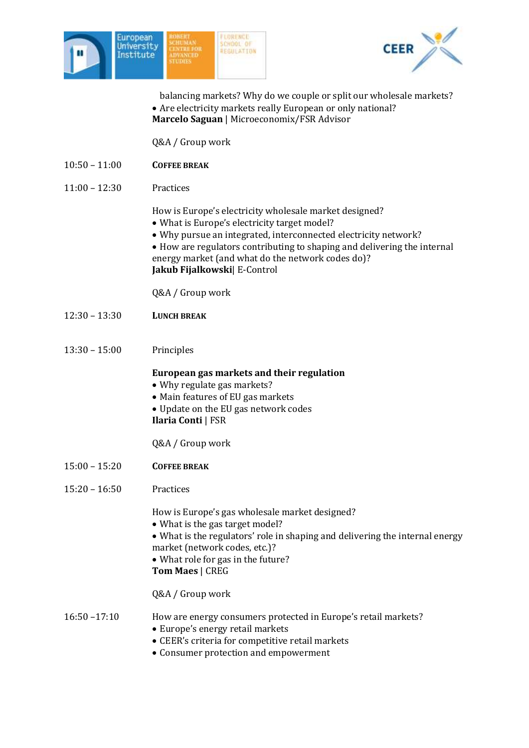balancing markets? Why do we couple or split our wholesale markets?
- Are electricity markets really European or only national?

**Marcelo Saguan** | Microeconomix/FSR Advisor

Q&A / Group work

10:50 – 11:00 **COFFEE BREAK**

11:00 – 12:30 Practices

How is Europe's electricity wholesale market designed?
- What is Europe's electricity target model?
- Why pursue an integrated, interconnected electricity network?
- How are regulators contributing to shaping and delivering the internal energy market (and what do the network codes do)?

**Jakub Fijalkowski**| E-Control

Q&A / Group work

12:30 – 13:30 **LUNCH BREAK**

13:30 – 15:00 Principles

**European gas markets and their regulation**
- Why regulate gas markets?
- Main features of EU gas markets
- Update on the EU gas network codes

**Ilaria Conti** | FSR

Q&A / Group work

15:00 – 15:20 **COFFEE BREAK**

15:20 – 16:50 Practices

How is Europe's gas wholesale market designed?
- What is the gas target model?
- What is the regulators' role in shaping and delivering the internal energy market (network codes, etc.)?
- What role for gas in the future?

**Tom Maes** | CREG

Q&A / Group work

16:50 –17:10 How are energy consumers protected in Europe's retail markets?
- Europe's energy retail markets
- CEER's criteria for competitive retail markets
- Consumer protection and empowerment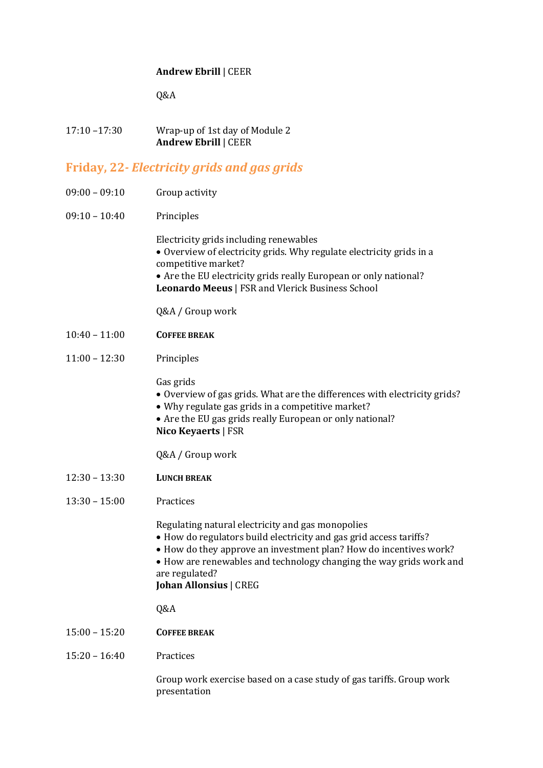**Andrew Ebrill** | CEER

Q&A

17:10 –17:30 Wrap-up of 1st day of Module 2
**Andrew Ebrill** | CEER

## Friday, 22- *Electricity grids and gas grids*

09:00 – 09:10 Group activity

09:10 – 10:40 Principles

Electricity grids including renewables
- Overview of electricity grids. Why regulate electricity grids in a competitive market?
- Are the EU electricity grids really European or only national?

**Leonardo Meeus** | FSR and Vlerick Business School

Q&A / Group work

10:40 – 11:00 **COFFEE BREAK**

11:00 – 12:30 Principles

Gas grids
- Overview of gas grids. What are the differences with electricity grids?
- Why regulate gas grids in a competitive market?
- Are the EU gas grids really European or only national?

**Nico Keyaerts** | FSR

Q&A / Group work

12:30 – 13:30 **LUNCH BREAK**

13:30 – 15:00 Practices

Regulating natural electricity and gas monopolies
- How do regulators build electricity and gas grid access tariffs?
- How do they approve an investment plan? How do incentives work?
- How are renewables and technology changing the way grids work and are regulated?

**Johan Allonsius** | CREG

Q&A

15:00 – 15:20 **COFFEE BREAK**

15:20 – 16:40 Practices

Group work exercise based on a case study of gas tariffs. Group work presentation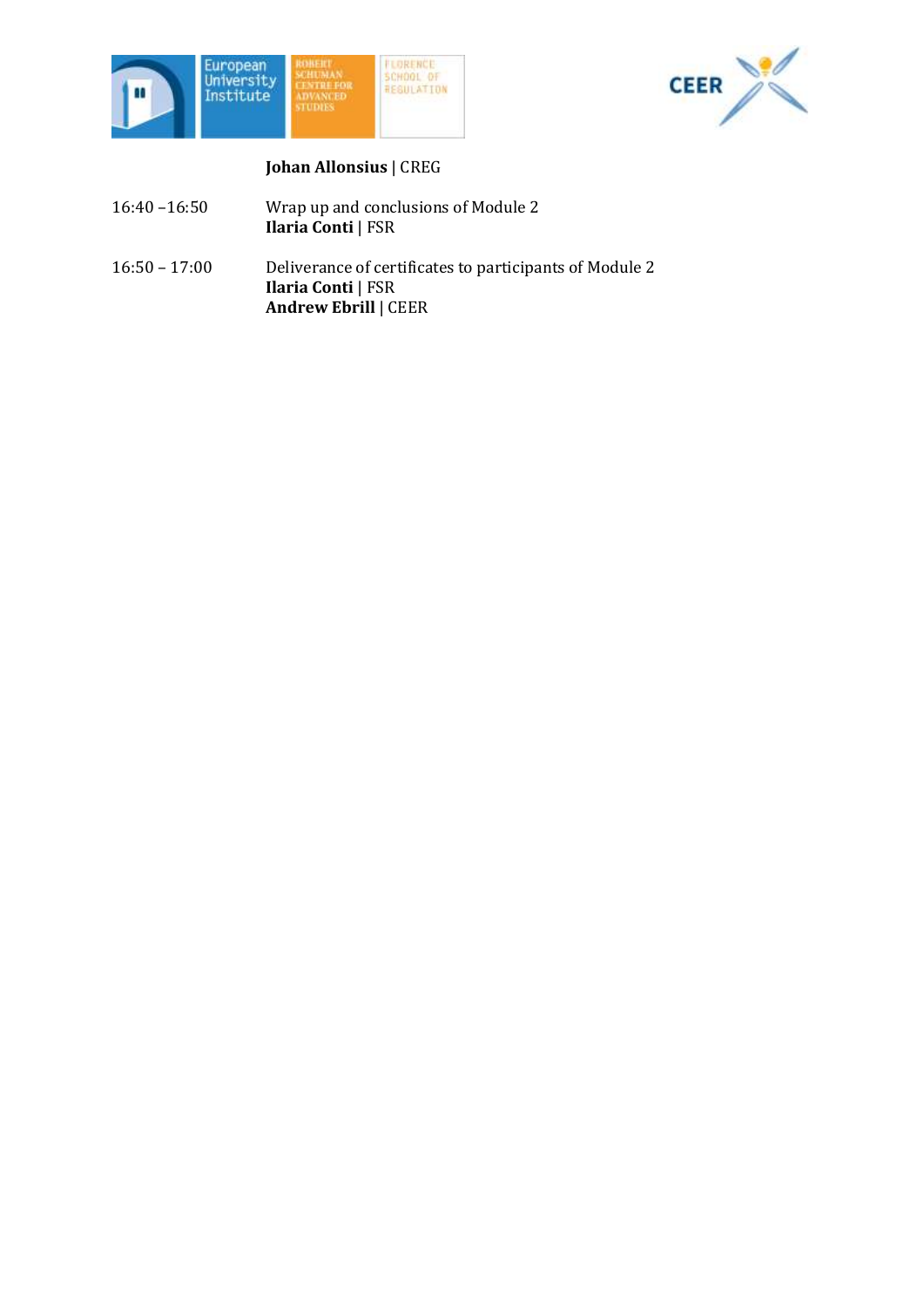| | |
|---|---|
| | **Johan Allonsius** \| CREG |
| 16:40 –16:50 | Wrap up and conclusions of Module 2<br>**Ilaria Conti** \| FSR |
| 16:50 – 17:00 | Deliverance of certificates to participants of Module 2<br>**Ilaria Conti** \| FSR<br>**Andrew Ebrill** \| CEER |